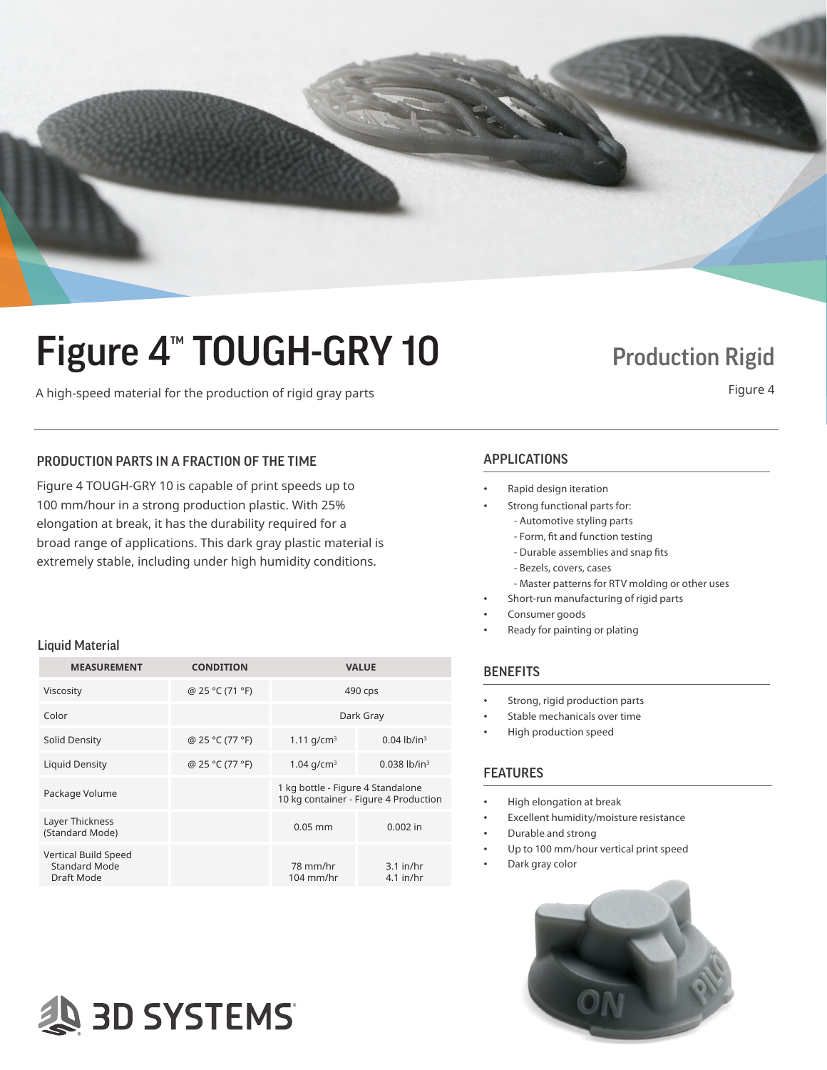# Figure 4™ TOUGH-GRY 10

A high-speed material for the production of rigid gray parts

## Production Rigid

Figure 4

### PRODUCTION PARTS IN A FRACTION OF THE TIME

Figure 4 TOUGH-GRY 10 is capable of print speeds up to 100 mm/hour in a strong production plastic. With 25% elongation at break, it has the durability required for a broad range of applications. This dark gray plastic material is extremely stable, including under high humidity conditions.

### Liquid Material

| MEASUREMENT | CONDITION | VALUE | |
|---|---|---|---|
| Viscosity | @ 25 °C (71 °F) | 490 cps | |
| Color | | Dark Gray | |
| Solid Density | @ 25 °C (77 °F) | 1.11 g/cm³ | 0.04 lb/in³ |
| Liquid Density | @ 25 °C (77 °F) | 1.04 g/cm³ | 0.038 lb/in³ |
| Package Volume | | 1 kg bottle - Figure 4 Standalone<br>10 kg container - Figure 4 Production | |
| Layer Thickness (Standard Mode) | | 0.05 mm | 0.002 in |
| Vertical Build Speed<br>Standard Mode<br>Draft Mode | | 78 mm/hr<br>104 mm/hr | 3.1 in/hr<br>4.1 in/hr |

### APPLICATIONS

- Rapid design iteration
- Strong functional parts for:
  - Automotive styling parts
  - Form, fit and function testing
  - Durable assemblies and snap fits
  - Bezels, covers, cases
  - Master patterns for RTV molding or other uses
- Short-run manufacturing of rigid parts
- Consumer goods
- Ready for painting or plating

### BENEFITS

- Strong, rigid production parts
- Stable mechanicals over time
- High production speed

### FEATURES

- High elongation at break
- Excellent humidity/moisture resistance
- Durable and strong
- Up to 100 mm/hour vertical print speed
- Dark gray color

3D SYSTEMS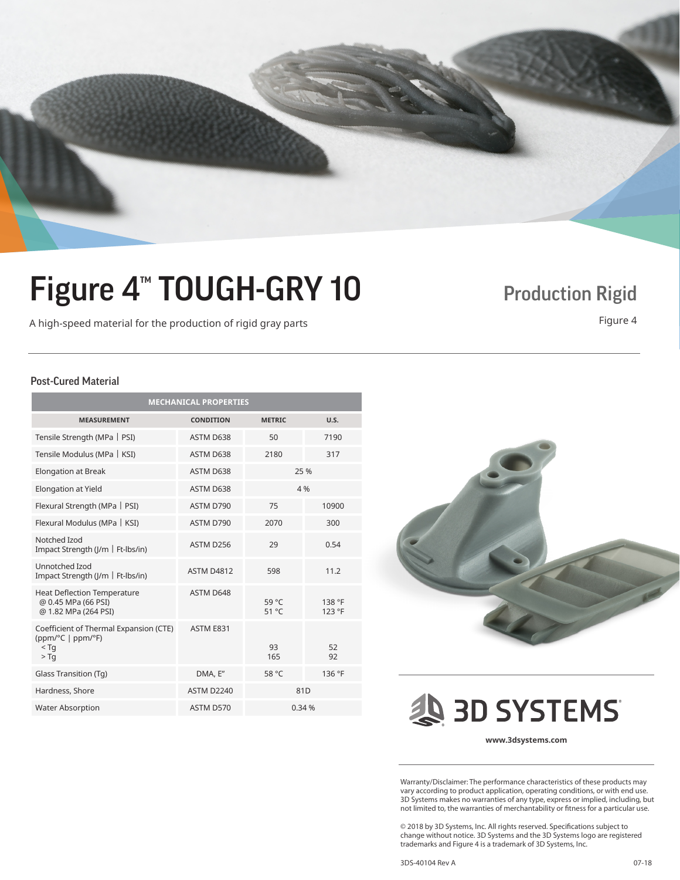# Figure 4™ TOUGH-GRY 10

A high-speed material for the production of rigid gray parts

## Production Rigid

Figure 4

### Post-Cured Material

| MECHANICAL PROPERTIES | | | |
|---|---|---|---|
| **MEASUREMENT** | **CONDITION** | **METRIC** | **U.S.** |
| Tensile Strength (MPa \| PSI) | ASTM D638 | 50 | 7190 |
| Tensile Modulus (MPa \| KSI) | ASTM D638 | 2180 | 317 |
| Elongation at Break | ASTM D638 | 25 % | |
| Elongation at Yield | ASTM D638 | 4 % | |
| Flexural Strength (MPa \| PSI) | ASTM D790 | 75 | 10900 |
| Flexural Modulus (MPa \| KSI) | ASTM D790 | 2070 | 300 |
| Notched Izod Impact Strength (J/m \| Ft-lbs/in) | ASTM D256 | 29 | 0.54 |
| Unnotched Izod Impact Strength (J/m \| Ft-lbs/in) | ASTM D4812 | 598 | 11.2 |
| Heat Deflection Temperature @ 0.45 MPa (66 PSI) @ 1.82 MPa (264 PSI) | ASTM D648 | 59 °C 51 °C | 138 °F 123 °F |
| Coefficient of Thermal Expansion (CTE) (ppm/°C \| ppm/°F) < Tg > Tg | ASTM E831 | 93 165 | 52 92 |
| Glass Transition (Tg) | DMA, E” | 58 °C | 136 °F |
| Hardness, Shore | ASTM D2240 | 81D | |
| Water Absorption | ASTM D570 | 0.34 % | |

3D SYSTEMS

**www.3dsystems.com**

Warranty/Disclaimer: The performance characteristics of these products may vary according to product application, operating conditions, or with end use. 3D Systems makes no warranties of any type, express or implied, including, but not limited to, the warranties of merchantability or fitness for a particular use.

© 2018 by 3D Systems, Inc. All rights reserved. Specifications subject to change without notice. 3D Systems and the 3D Systems logo are registered trademarks and Figure 4 is a trademark of 3D Systems, Inc.

3DS-40104 Rev A 07-18